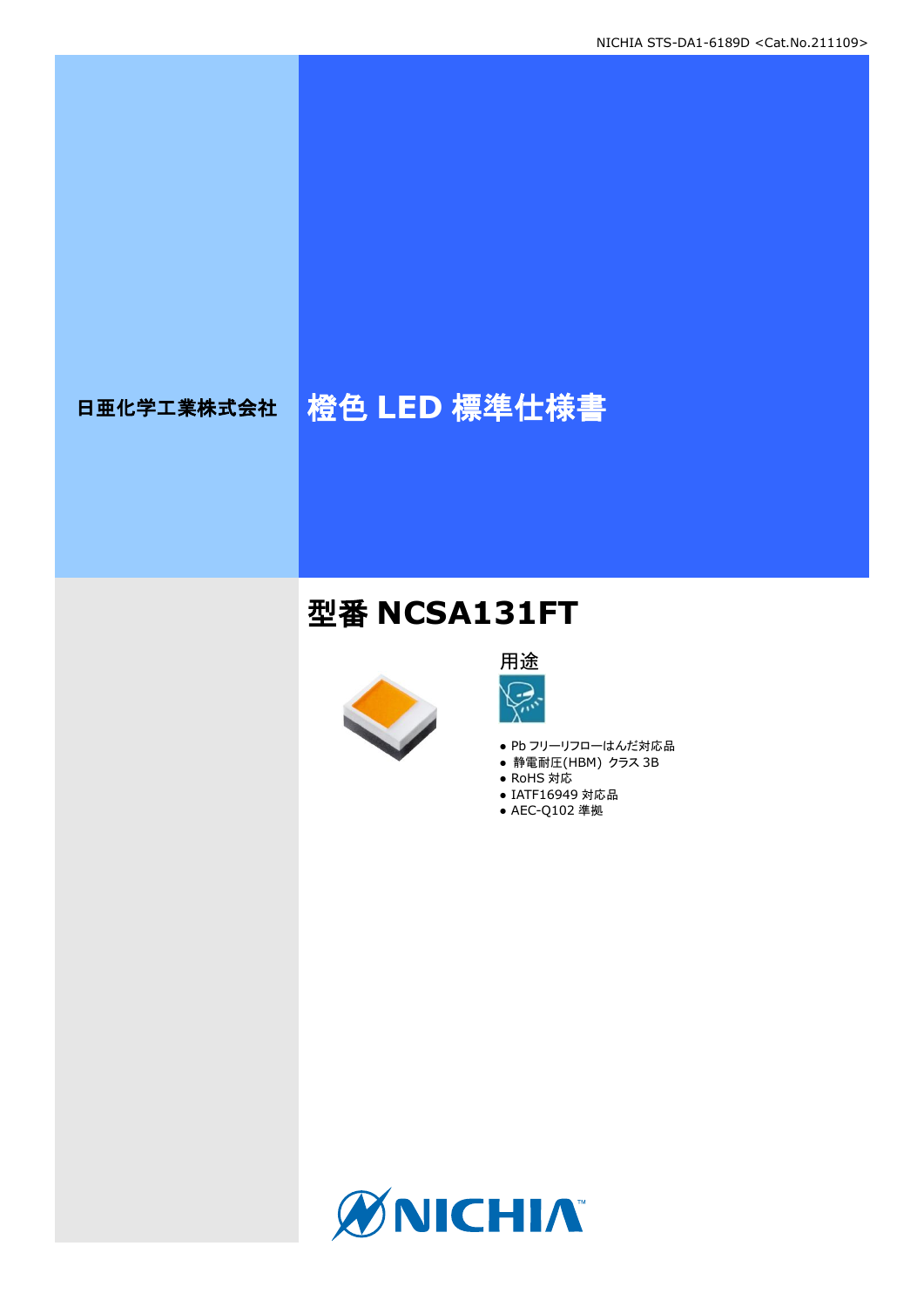NICHIA STS-DA1-6189D <Cat.No.211109>

日亜化学工業株式会社

# 橙色 LED 標準仕様書

## 型番 NCSA131FT

用途

- Pb フリーリフローはんだ対応品
- 静電耐圧(HBM) クラス 3B
- RoHS 対応
- IATF16949 対応品
- AEC-Q102 準拠

NICHIA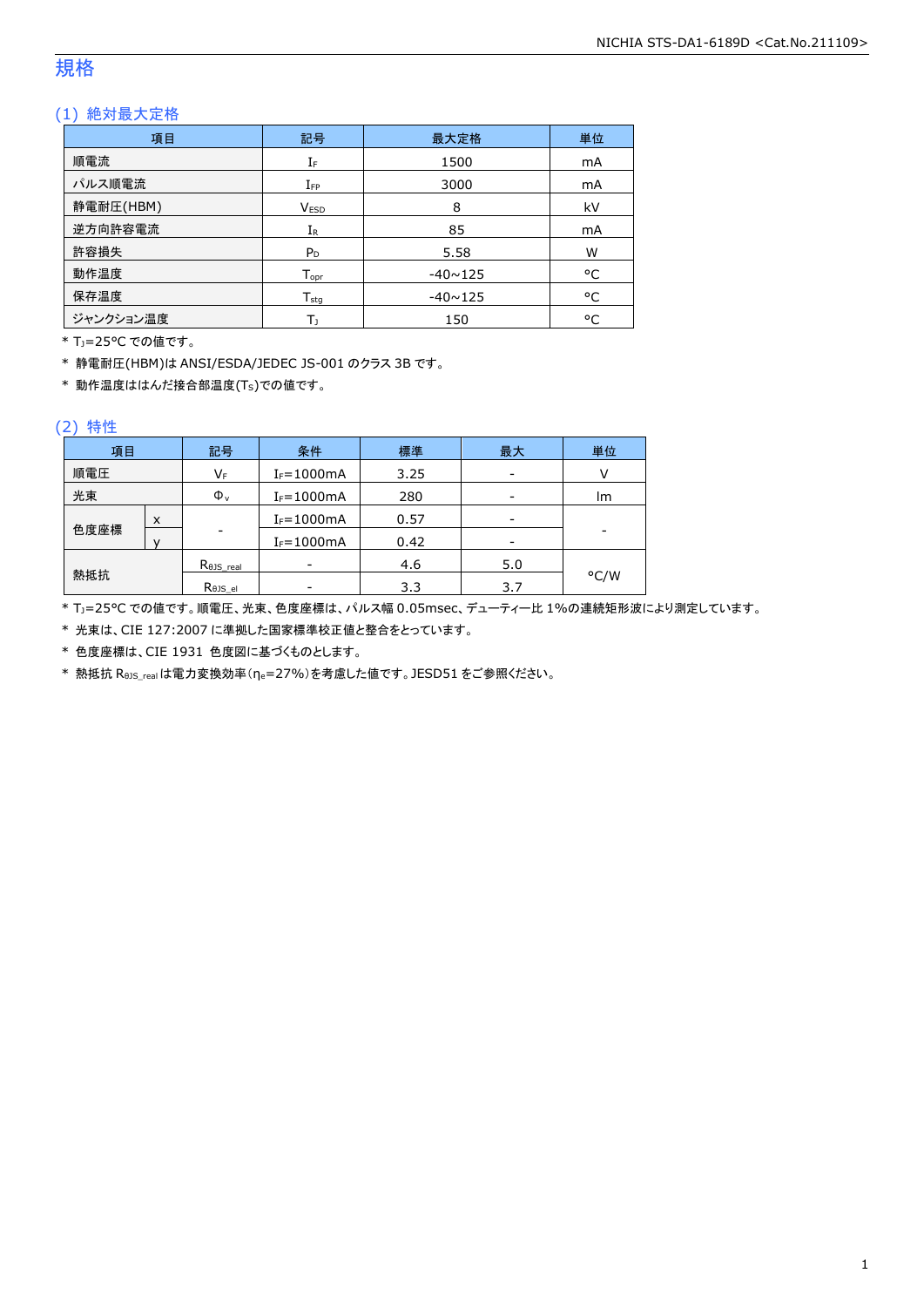# 規格

## (1) 絶対最大定格

| 項目 | 記号 | 最大定格 | 単位 |
|---|---|---|---|
| 順電流 | $I_F$ | 1500 | mA |
| パルス順電流 | $I_{FP}$ | 3000 | mA |
| 静電耐圧(HBM) | $V_{ESD}$ | 8 | kV |
| 逆方向許容電流 | $I_R$ | 85 | mA |
| 許容損失 | $P_D$ | 5.58 | W |
| 動作温度 | $T_{opr}$ | -40~125 | °C |
| 保存温度 | $T_{stg}$ | -40~125 | °C |
| ジャンクション温度 | $T_J$ | 150 | °C |

\* $T_J$=25°C での値です。

\* 静電耐圧(HBM)は ANSI/ESDA/JEDEC JS-001 のクラス 3B です。

\* 動作温度ははんだ接合部温度($T_S$)での値です。

## (2) 特性

| 項目 | | 記号 | 条件 | 標準 | 最大 | 単位 |
|---|---|---|---|---|---|---|
| 順電圧 | | $V_F$ | $I_F$=1000mA | 3.25 | - | V |
| 光束 | | $\Phi_v$ | $I_F$=1000mA | 280 | - | lm |
| 色度座標 | x | - | $I_F$=1000mA | 0.57 | - | - |
| | y | | $I_F$=1000mA | 0.42 | - | |
| 熱抵抗 | | $R_{\theta JS\_real}$ | - | 4.6 | 5.0 | °C/W |
| | | $R_{\theta JS\_el}$ | - | 3.3 | 3.7 | |

\* $T_J$=25°C での値です。順電圧、光束、色度座標は、パルス幅 0.05msec、デューティー比 1%の連続矩形波により測定しています。

\* 光束は、CIE 127:2007 に準拠した国家標準校正値と整合をとっています。

\* 色度座標は、CIE 1931 色度図に基づくものとします。

\* 熱抵抗 $R_{\theta JS\_real}$ は電力変換効率($\eta_e$=27%)を考慮した値です。JESD51 をご参照ください。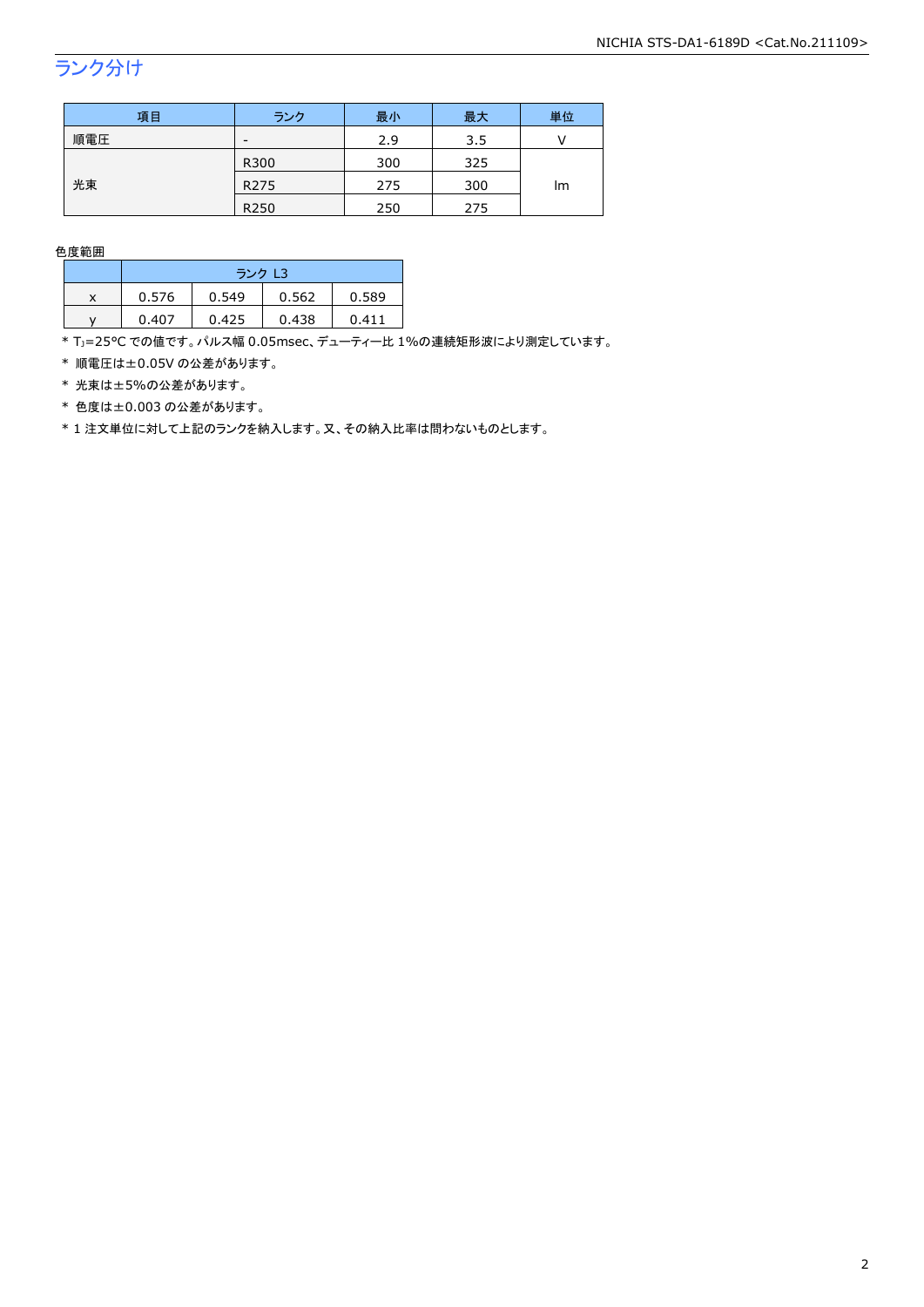## ランク分け

| 項目 | ランク | 最小 | 最大 | 単位 |
| --- | --- | --- | --- | --- |
| 順電圧 | - | 2.9 | 3.5 | V |
| 光束 | R300 | 300 | 325 | lm |
| | R275 | 275 | 300 | |
| | R250 | 250 | 275 | |

色度範囲

| | ランク L3 | | | |
| --- | --- | --- | --- | --- |
| x | 0.576 | 0.549 | 0.562 | 0.589 |
| y | 0.407 | 0.425 | 0.438 | 0.411 |

* $T_J$=25°C での値です。パルス幅 0.05msec、デューティー比 1%の連続矩形波により測定しています。
* 順電圧は±0.05V の公差があります。
* 光束は±5%の公差があります。
* 色度は±0.003 の公差があります。
* 1 注文単位に対して上記のランクを納入します。又、その納入比率は問わないものとします。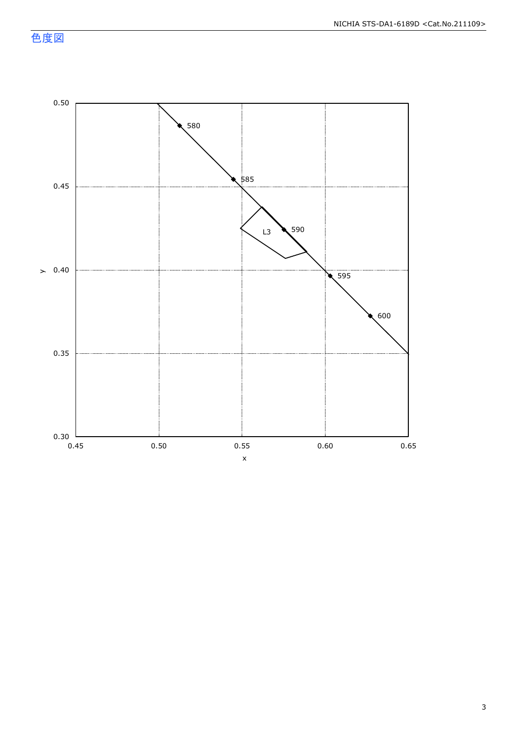## 色度図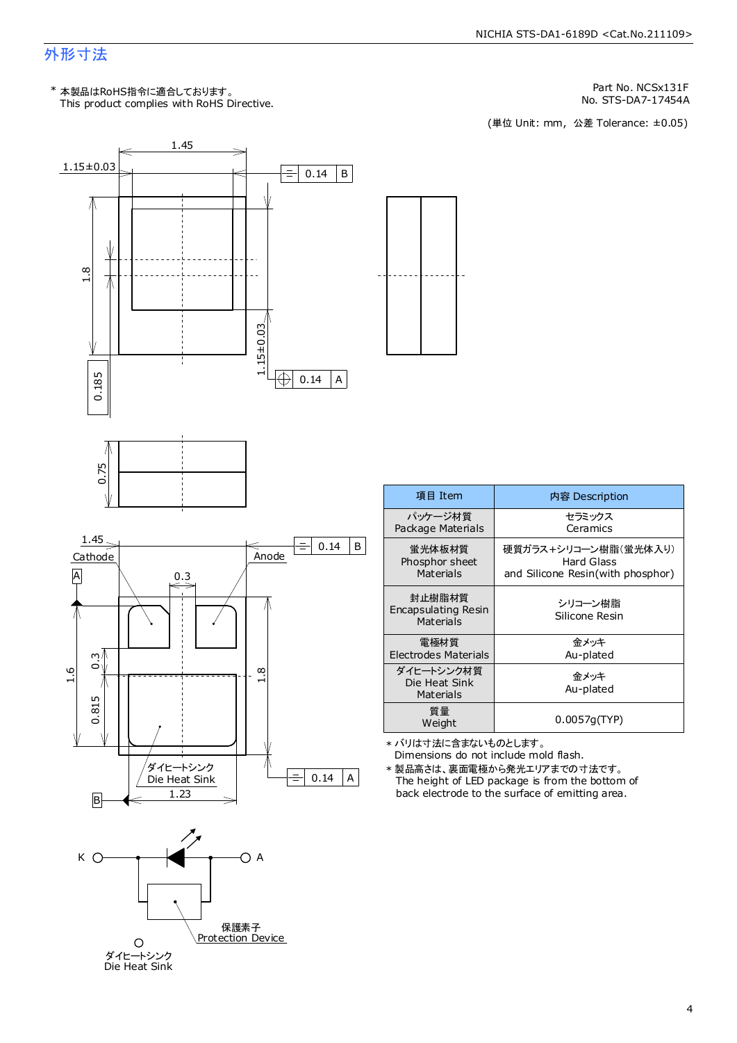## 外形寸法

\* 本製品はRoHS指令に適合しております。
This product complies with RoHS Directive.

Part No. NCSx131F
No. STS-DA7-17454A

(単位 Unit: mm, 公差 Tolerance: ±0.05)

| 項目 Item | 内容 Description |
|---|---|
| パッケージ材質<br>Package Materials | セラミックス<br>Ceramics |
| 蛍光体板材質<br>Phosphor sheet<br>Materials | 硬質ガラス+シリコーン樹脂(蛍光体入り)<br>Hard Glass<br>and Silicone Resin(with phosphor) |
| 封止樹脂材質<br>Encapsulating Resin<br>Materials | シリコーン樹脂<br>Silicone Resin |
| 電極材質<br>Electrodes Materials | 金メッキ<br>Au-plated |
| ダイヒートシンク材質<br>Die Heat Sink<br>Materials | 金メッキ<br>Au-plated |
| 質量<br>Weight | 0.0057g(TYP) |

\* バリは寸法に含まないものとします。
Dimensions do not include mold flash.

\* 製品高さは、裏面電極から発光エリアまでの寸法です。
The height of LED package is from the bottom of back electrode to the surface of emitting area.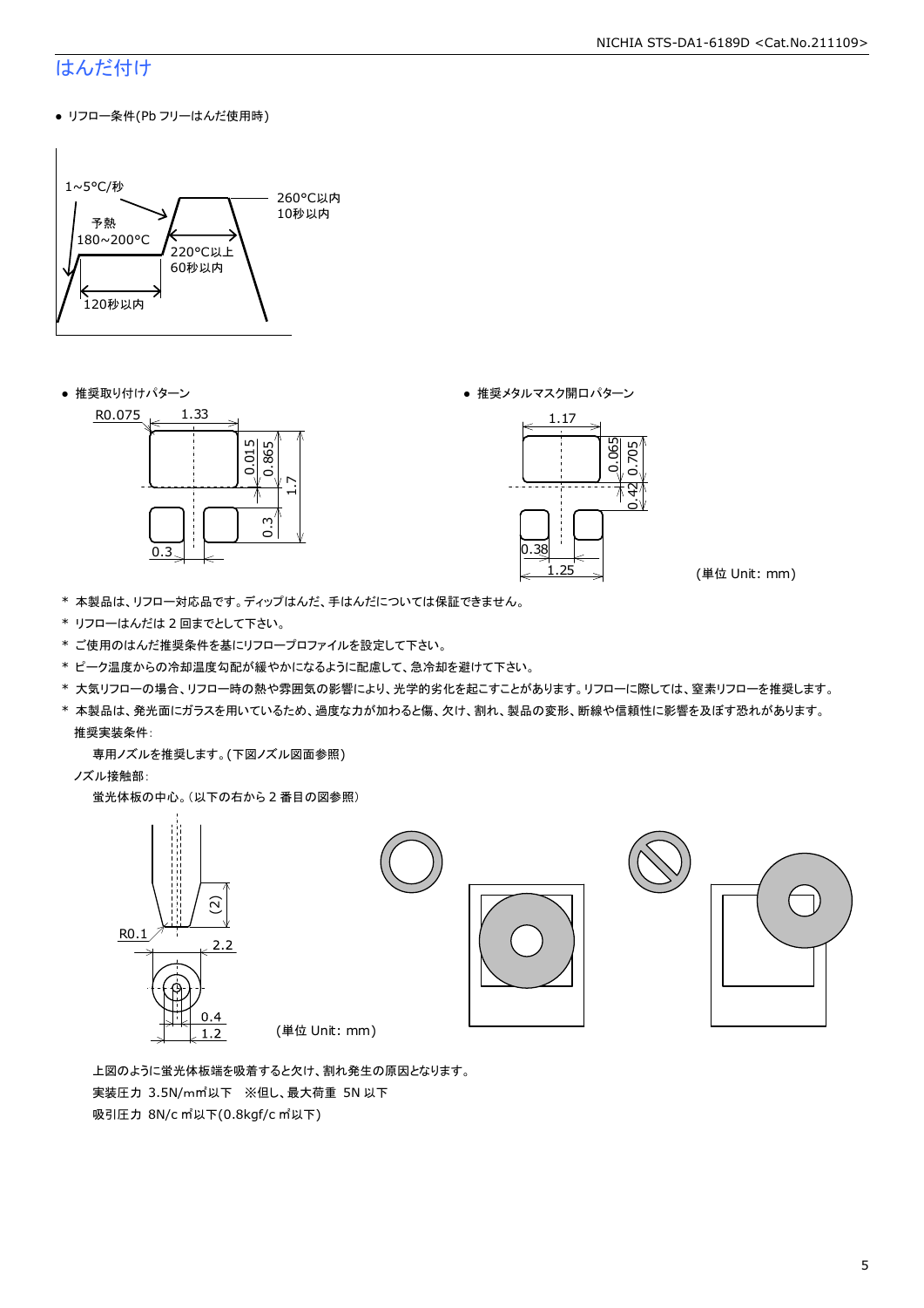# はんだ付け

- リフロー条件(Pb フリーはんだ使用時)

1~5°C/秒
予熱
180~200°C
120秒以内
220°C以上
60秒以内
260°C以内
10秒以内

- 推奨取り付けパターン
- 推奨メタルマスク開口パターン

(単位 Unit: mm)

\* 本製品は、リフロー対応品です。ディップはんだ、手はんだについては保証できません。
\* リフローはんだは 2 回までとして下さい。
\* ご使用のはんだ推奨条件を基にリフロープロファイルを設定して下さい。
\* ピーク温度からの冷却温度勾配が緩やかになるように配慮して、急冷却を避けて下さい。
\* 大気リフローの場合、リフロー時の熱や雰囲気の影響により、光学的劣化を起こすことがあります。リフローに際しては、窒素リフローを推奨します。
\* 本製品は、発光面にガラスを用いているため、過度な力が加わると傷、欠け、割れ、製品の変形、断線や信頼性に影響を及ぼす恐れがあります。

推奨実装条件:

専用ノズルを推奨します。(下図ノズル図面参照)

ノズル接触部:

蛍光体板の中心。(以下の右から 2 番目の図参照)

(単位 Unit: mm)

上図のように蛍光体板端を吸着すると欠け、割れ発生の原因となります。

実装圧力 3.5N/mm²以下 ※但し、最大荷重 5N 以下

吸引圧力 8N/cm²以下(0.8kgf/cm²以下)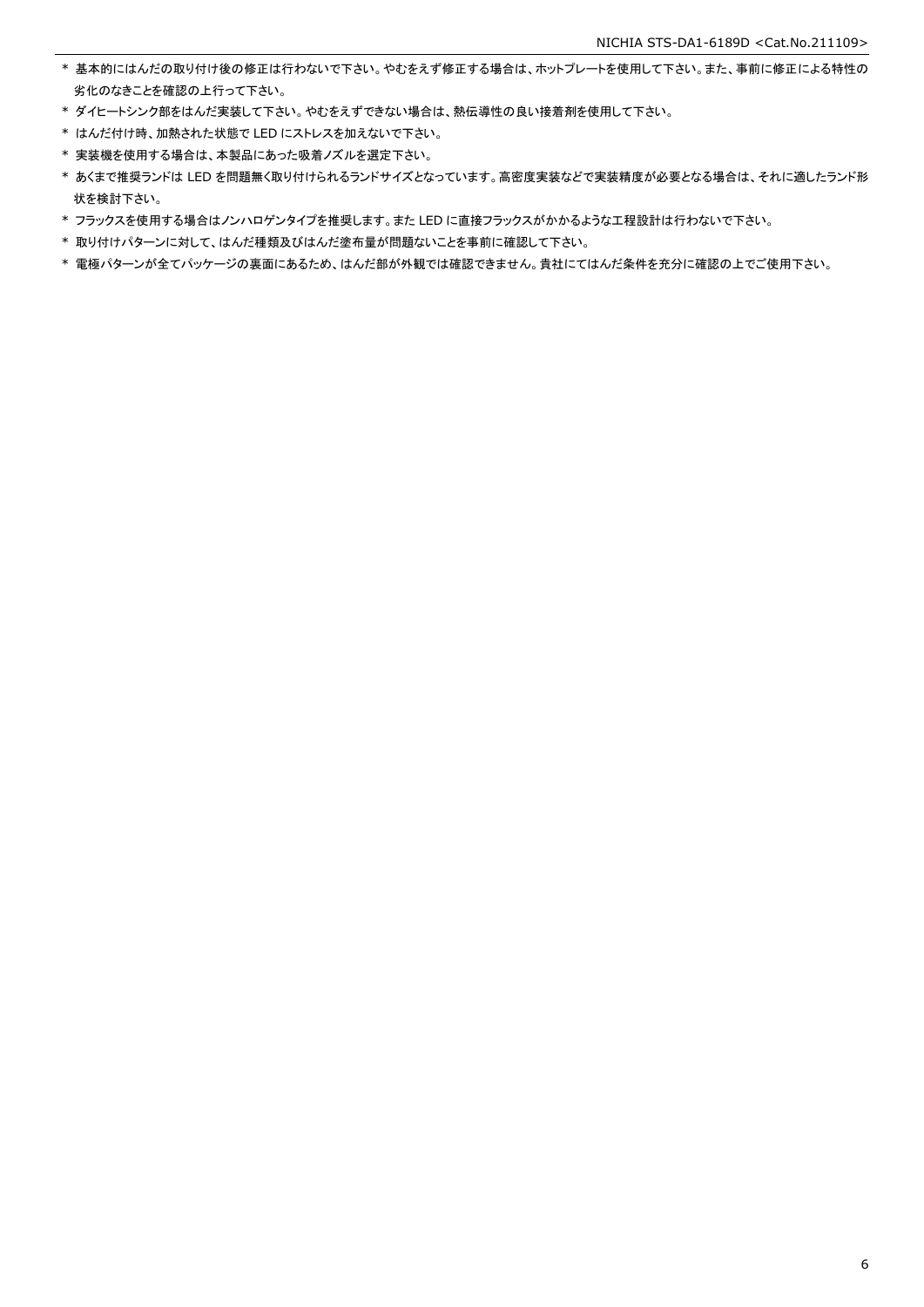* 基本的にはんだの取り付け後の修正は行わないで下さい。やむをえず修正する場合は、ホットプレートを使用して下さい。また、事前に修正による特性の劣化のなきことを確認の上行って下さい。
* ダイヒートシンク部をはんだ実装して下さい。やむをえずできない場合は、熱伝導性の良い接着剤を使用して下さい。
* はんだ付け時、加熱された状態で LED にストレスを加えないで下さい。
* 実装機を使用する場合は、本製品にあった吸着ノズルを選定下さい。
* あくまで推奨ランドは LED を問題無く取り付けられるランドサイズとなっています。高密度実装などで実装精度が必要となる場合は、それに適したランド形状を検討下さい。
* フラックスを使用する場合はノンハロゲンタイプを推奨します。また LED に直接フラックスがかかるような工程設計は行わないで下さい。
* 取り付けパターンに対して、はんだ種類及びはんだ塗布量が問題ないことを事前に確認して下さい。
* 電極パターンが全てパッケージの裏面にあるため、はんだ部が外観では確認できません。貴社にてはんだ条件を充分に確認の上でご使用下さい。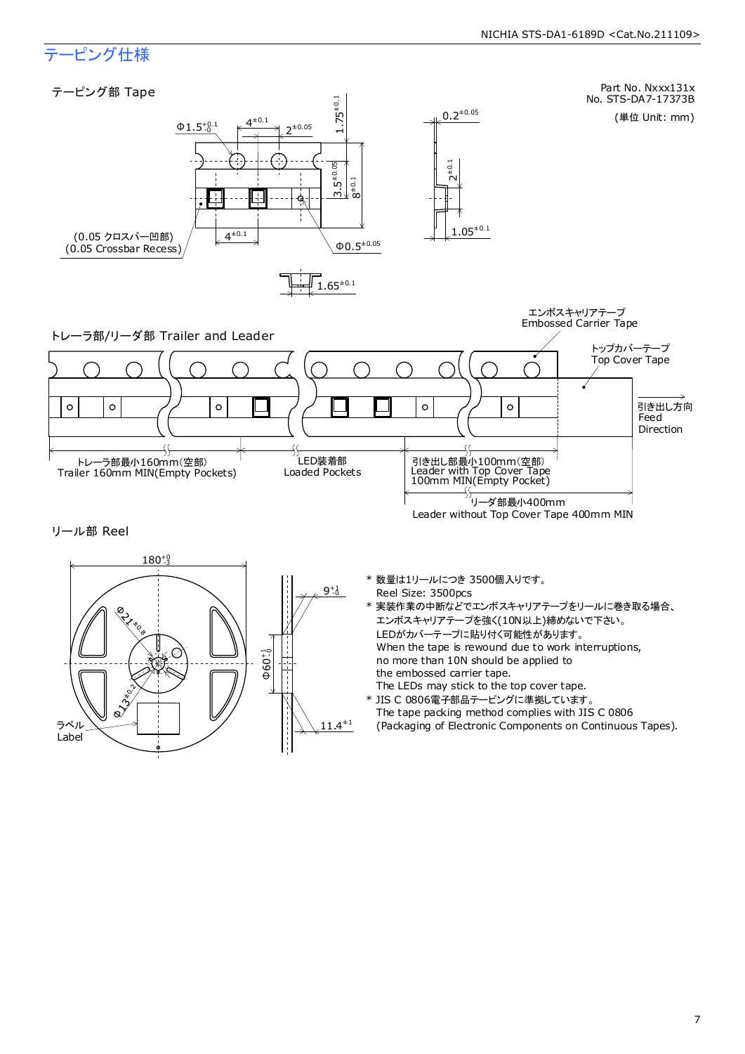## テーピング仕様

Part No. Nxxx131x
No. STS-DA7-17373B

(単位 Unit: mm)

### テーピング部 Tape

Φ1.5$^{+0.1}_{-0}$

$4^{\pm0.1}$

$2^{\pm0.05}$

$1.75^{\pm0.1}$

$3.5^{\pm0.05}$

$8^{\pm0.1}$

$0.2^{\pm0.05}$

$2^{\pm0.1}$

$1.05^{\pm0.1}$

(0.05 クロスバー凹部)
(0.05 Crossbar Recess)

$4^{\pm0.1}$

Φ$0.5^{\pm0.05}$

$1.65^{\pm0.1}$

### トレーラ部/リーダ部 Trailer and Leader

エンボスキャリアテープ
Embossed Carrier Tape

トップカバーテープ
Top Cover Tape

引き出し方向
Feed
Direction

トレーラ部最小160mm(空部)
Trailer 160mm MIN(Empty Pockets)

LED装着部
Loaded Pockets

引き出し部最小100mm(空部)
Leader with Top Cover Tape
100mm MIN(Empty Pocket)

リーダ部最小400mm
Leader without Top Cover Tape 400mm MIN

### リール部 Reel

180$^{+0}_{-3}$

Φ21$^{\pm0.8}$

Φ13$^{\pm0.2}$

ラベル
Label

9$^{+1}_{-0}$

Φ60$^{+1}_{-0}$

11.4$^{\pm1}$

* 数量は1リールにつき 3500個入りです。
  Reel Size: 3500pcs
* 実装作業の中断などでエンボスキャリアテープをリールに巻き取る場合、
  エンボスキャリアテープを強く(10N以上)締めないで下さい。
  LEDがカバーテープに貼り付く可能性があります。
  When the tape is rewound due to work interruptions,
  no more than 10N should be applied to
  the embossed carrier tape.
  The LEDs may stick to the top cover tape.
* JIS C 0806電子部品テーピングに準拠しています。
  The tape packing method complies with JIS C 0806
  (Packaging of Electronic Components on Continuous Tapes).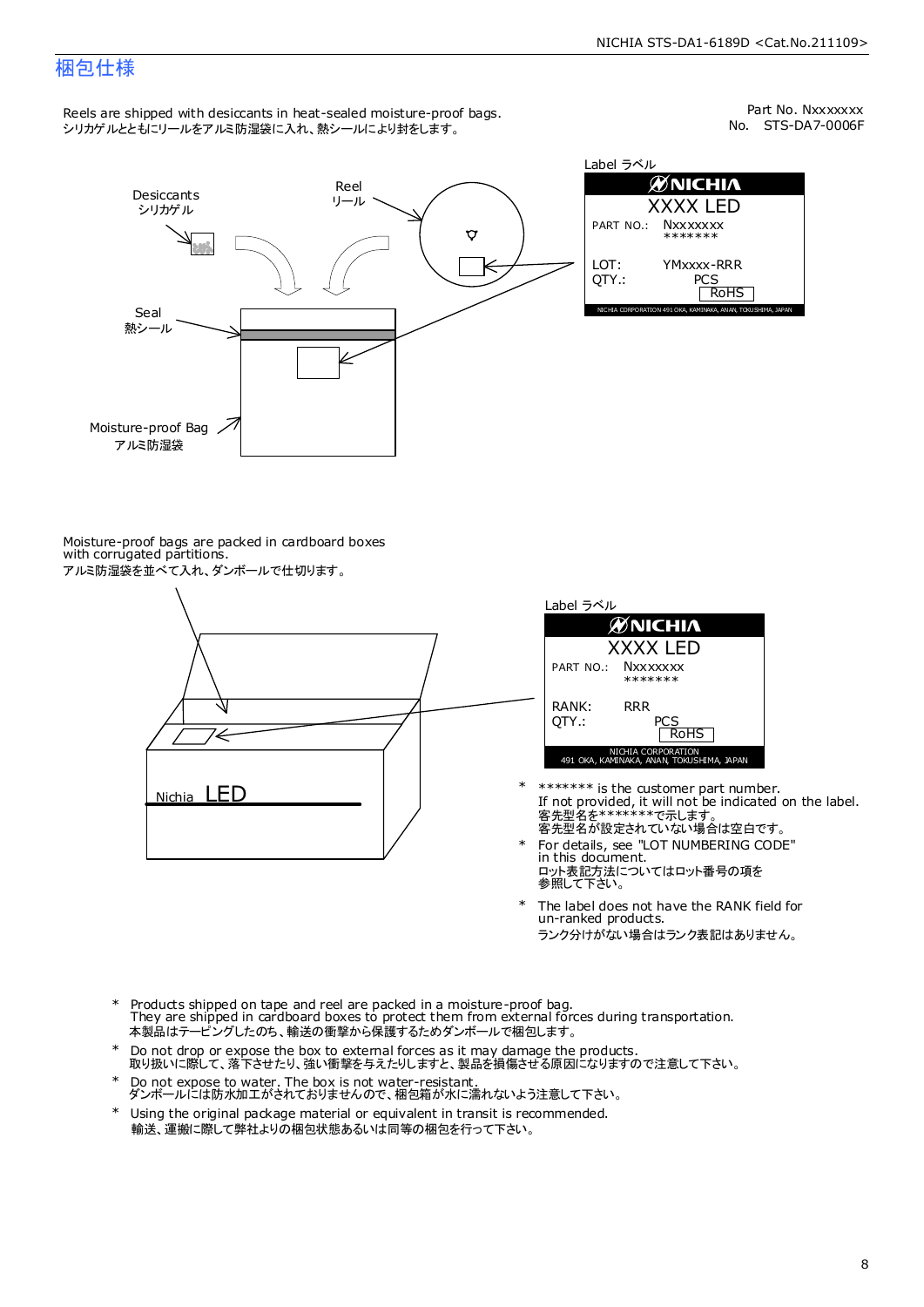# 梱包仕様

Part No. Nxxxxxxx
No. STS-DA7-0006F

Reels are shipped with desiccants in heat-sealed moisture-proof bags.
シリカゲルとともにリールをアルミ防湿袋に入れ、熱シールにより封をします。

Desiccants
シリカゲル

Reel
リール

Seal
熱シール

Moisture-proof Bag
アルミ防湿袋

Label ラベル

NICHIA
XXXX LED
PART NO.: Nxxxxxxx
\*\*\*\*\*\*\*
LOT: YMxxxx-RRR
QTY.: PCS
RoHS
NICHIA CORPORATION 491 OKA, KAMINAKA, ANAN, TOKUSHIMA, JAPAN

Moisture-proof bags are packed in cardboard boxes with corrugated partitions.
アルミ防湿袋を並べて入れ、ダンボールで仕切ります。

Nichia LED

Label ラベル

NICHIA
XXXX LED
PART NO.: Nxxxxxxx
\*\*\*\*\*\*\*
RANK: RRR
QTY.: PCS
RoHS
NICHIA CORPORATION
491 OKA, KAMINAKA, ANAN, TOKUSHIMA, JAPAN

- \*\*\*\*\*\*\* is the customer part number.
  If not provided, it will not be indicated on the label.
  客先型名を\*\*\*\*\*\*\*で示します。
  客先型名が設定されていない場合は空白です。
- For details, see "LOT NUMBERING CODE" in this document.
  ロット表記方法についてはロット番号の項を参照して下さい。
- The label does not have the RANK field for un-ranked products.
  ランク分けがない場合はランク表記はありません。

- Products shipped on tape and reel are packed in a moisture-proof bag.
  They are shipped in cardboard boxes to protect them from external forces during transportation.
  本製品はテーピングしたのち、輸送の衝撃から保護するためダンボールで梱包します。
- Do not drop or expose the box to external forces as it may damage the products.
  取り扱いに際して、落下させたり、強い衝撃を与えたりしますと、製品を損傷させる原因になりますので注意して下さい。
- Do not expose to water. The box is not water-resistant.
  ダンボールには防水加工がされておりませんので、梱包箱が水に濡れないよう注意して下さい。
- Using the original package material or equivalent in transit is recommended.
  輸送、運搬に際して弊社よりの梱包状態あるいは同等の梱包を行って下さい。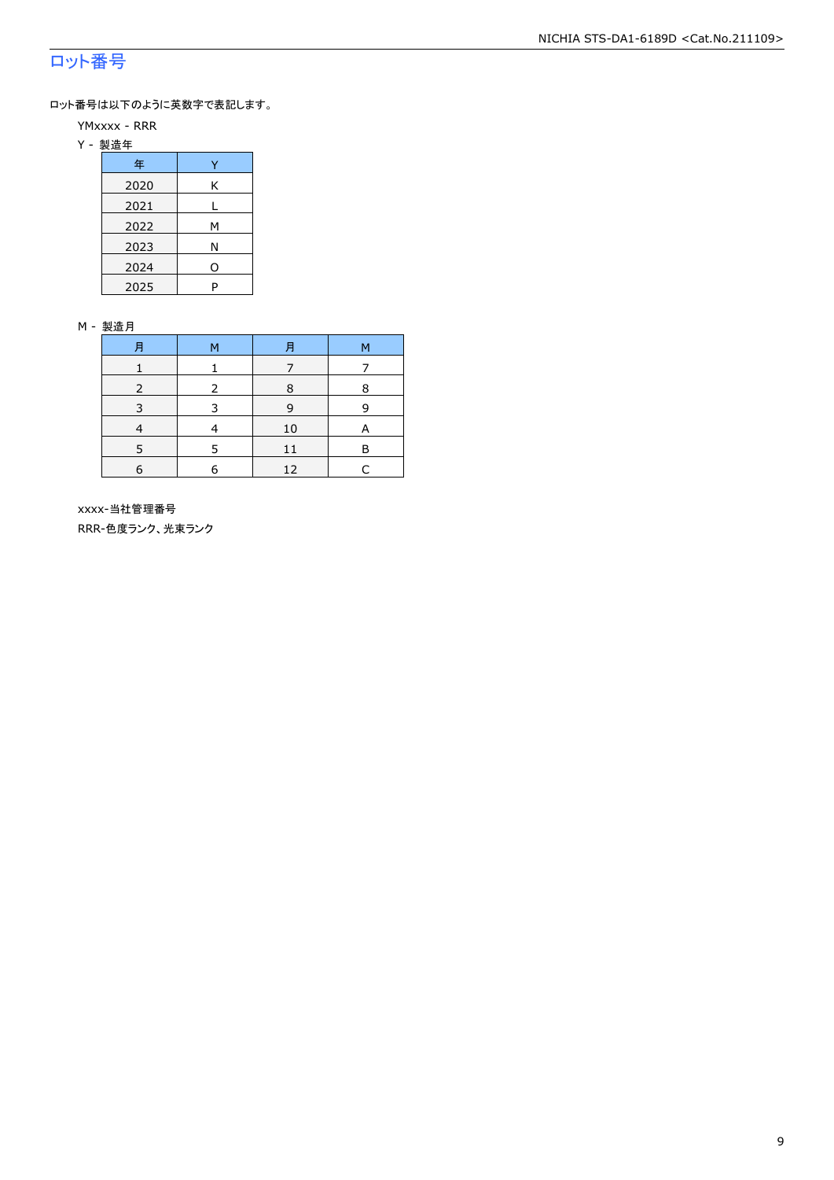## ロット番号

ロット番号は以下のように英数字で表記します。

YMxxxx - RRR

Y - 製造年

| 年 | Y |
|---|---|
| 2020 | K |
| 2021 | L |
| 2022 | M |
| 2023 | N |
| 2024 | O |
| 2025 | P |

M - 製造月

| 月 | M | 月 | M |
|---|---|---|---|
| 1 | 1 | 7 | 7 |
| 2 | 2 | 8 | 8 |
| 3 | 3 | 9 | 9 |
| 4 | 4 | 10 | A |
| 5 | 5 | 11 | B |
| 6 | 6 | 12 | C |

xxxx-当社管理番号

RRR-色度ランク、光束ランク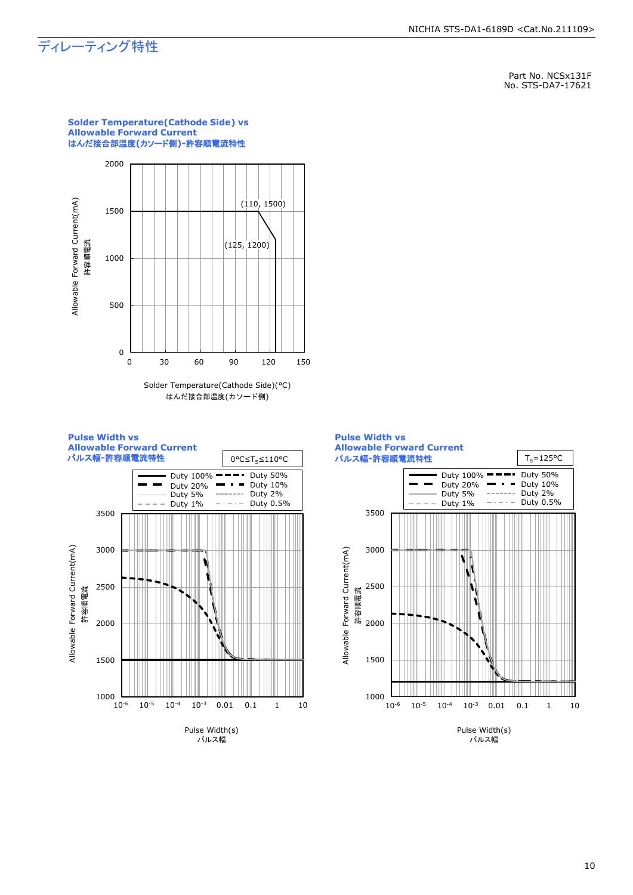# ディレーティング特性

Part No. NCSx131F
No. STS-DA7-17621

**Solder Temperature(Cathode Side) vs Allowable Forward Current**
**はんだ接合部温度(カソード側)-許容順電流特性**

Allowable Forward Current(mA)
許容順電流

(110, 1500)
(125, 1200)

Solder Temperature(Cathode Side)(°C)
はんだ接合部温度(カソード側)

**Pulse Width vs Allowable Forward Current**
**パルス幅-許容順電流特性**

0°C≤$T_S$≤110°C

Duty 100% / Duty 50% / Duty 20% / Duty 10% / Duty 5% / Duty 2% / Duty 1% / Duty 0.5%

Allowable Forward Current(mA)
許容順電流

Pulse Width(s)
パルス幅

**Pulse Width vs Allowable Forward Current**
**パルス幅-許容順電流特性**

$T_S$=125°C

Duty 100% / Duty 50% / Duty 20% / Duty 10% / Duty 5% / Duty 2% / Duty 1% / Duty 0.5%

Allowable Forward Current(mA)
許容順電流

Pulse Width(s)
パルス幅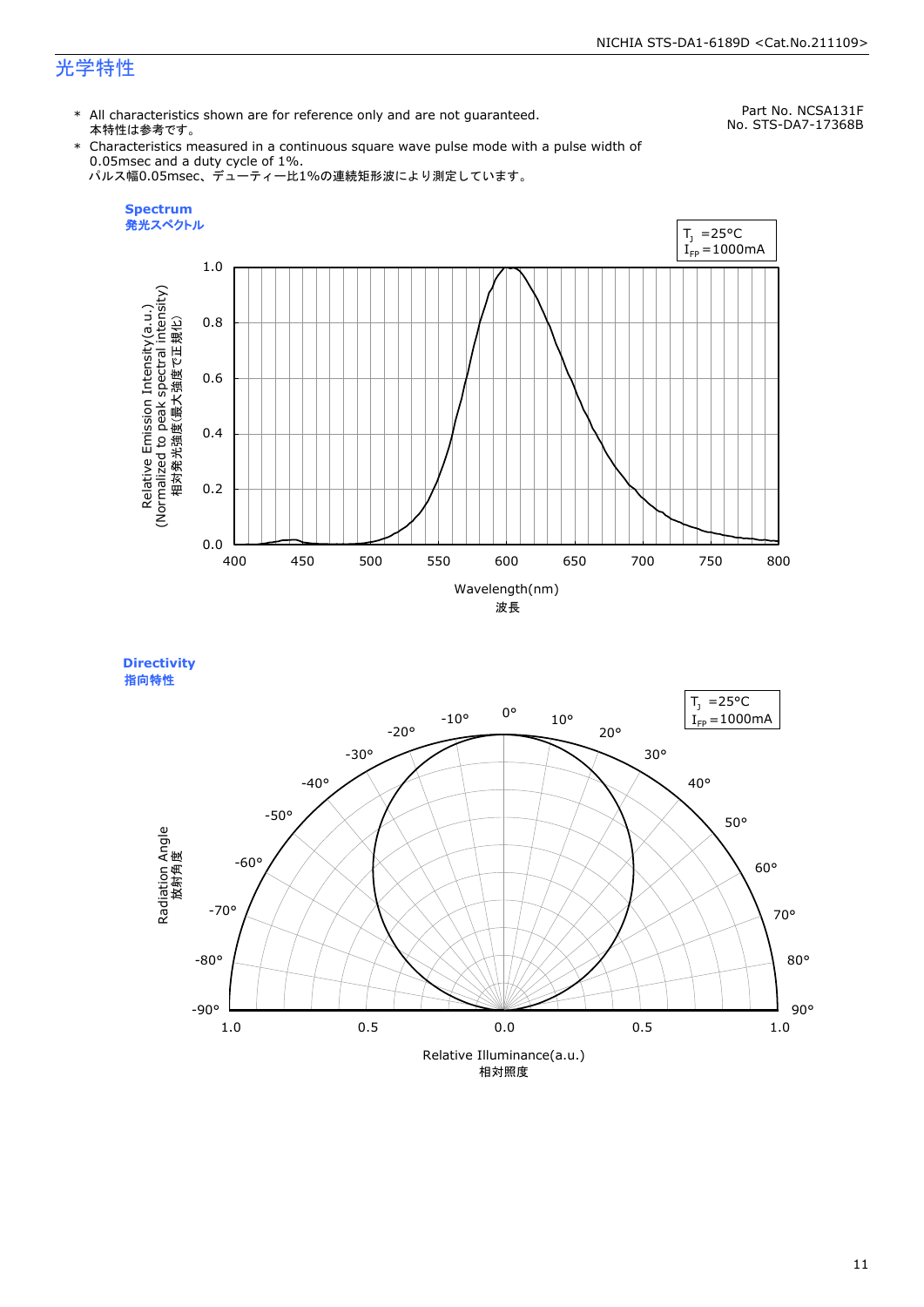# 光学特性

Part No. NCSA131F
No. STS-DA7-17368B

\* All characteristics shown are for reference only and are not guaranteed.
本特性は参考です。

\* Characteristics measured in a continuous square wave pulse mode with a pulse width of 0.05msec and a duty cycle of 1%.
パルス幅0.05msec、デューティー比1%の連続矩形波により測定しています。

**Spectrum**
**発光スペクトル**

$T_J$ =25°C
$I_{FP}$ =1000mA

Relative Emission Intensity(a.u.)
(Normalized to peak spectral intensity)
相対発光強度(最大強度で正規化)

Wavelength(nm)
波長

**Directivity**
**指向特性**

$T_J$ =25°C
$I_{FP}$ =1000mA

Radiation Angle
放射角度

Relative Illuminance(a.u.)
相対照度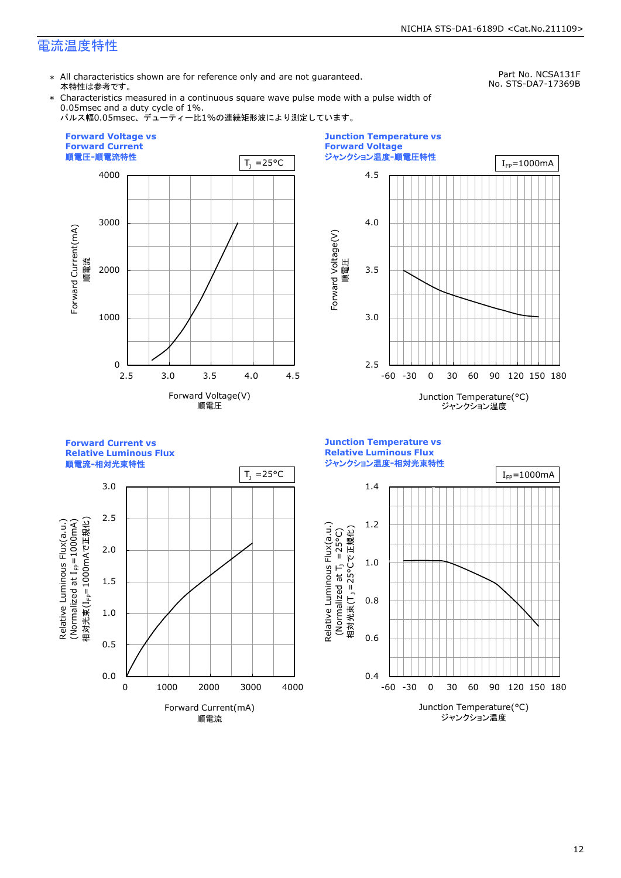## 電流温度特性

Part No. NCSA131F
No. STS-DA7-17369B

- ＊ All characteristics shown are for reference only and are not guaranteed.
  本特性は参考です。
- ＊ Characteristics measured in a continuous square wave pulse mode with a pulse width of 0.05msec and a duty cycle of 1%.
  パルス幅0.05msec、デューティー比1%の連続矩形波により測定しています。

**Forward Voltage vs Forward Current**
**順電圧-順電流特性**

$T_J$ =25°C

Forward Current(mA) 順電流 / Forward Voltage(V) 順電圧

**Junction Temperature vs Forward Voltage**
**ジャンクション温度-順電圧特性**

$I_{FP}$=1000mA

Forward Voltage(V) 順電圧 / Junction Temperature(°C) ジャンクション温度

**Forward Current vs Relative Luminous Flux**
**順電流-相対光束特性**

$T_J$ =25°C

Relative Luminous Flux(a.u.) (Normalized at $I_{FP}$=1000mA) 相対光束($I_{FP}$=1000mAで正規化) / Forward Current(mA) 順電流

**Junction Temperature vs Relative Luminous Flux**
**ジャンクション温度-相対光束特性**

$I_{FP}$=1000mA

Relative Luminous Flux(a.u.) (Normalized at $T_J$ =25°C) 相対光束($T_J$ =25°Cで正規化) / Junction Temperature(°C) ジャンクション温度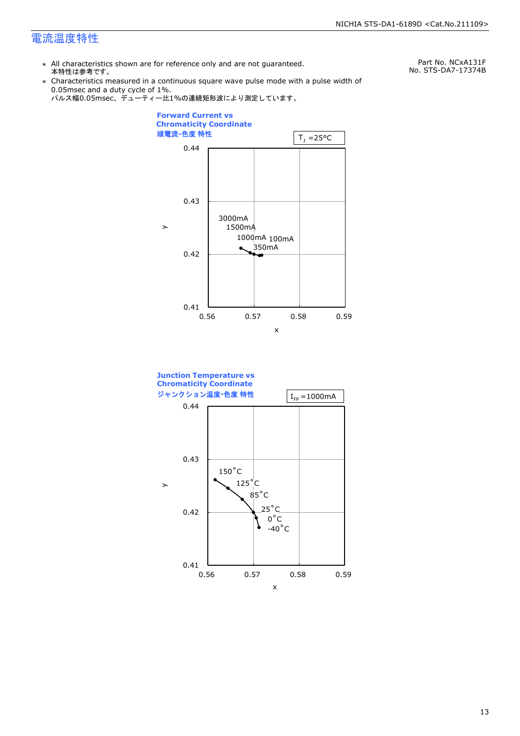# 電流温度特性

Part No. NCxA131F
No. STS-DA7-17374B

- * All characteristics shown are for reference only and are not guaranteed.
  本特性は参考です。
- * Characteristics measured in a continuous square wave pulse mode with a pulse width of 0.05msec and a duty cycle of 1%.
  パルス幅0.05msec、デューティー比1%の連続矩形波により測定しています。

**Forward Current vs Chromaticity Coordinate**
**順電流-色度 特性**

$T_J$ =25°C

Data labels: 3000mA, 1500mA, 1000mA, 100mA, 350mA
Y-axis: y (0.41–0.44); X-axis: x (0.56–0.59)

**Junction Temperature vs Chromaticity Coordinate**
**ジャンクション温度-色度 特性**

$I_{FP}$ =1000mA

Data labels: 150°C, 125°C, 85°C, 25°C, 0°C, -40°C
Y-axis: y (0.41–0.44); X-axis: x (0.56–0.59)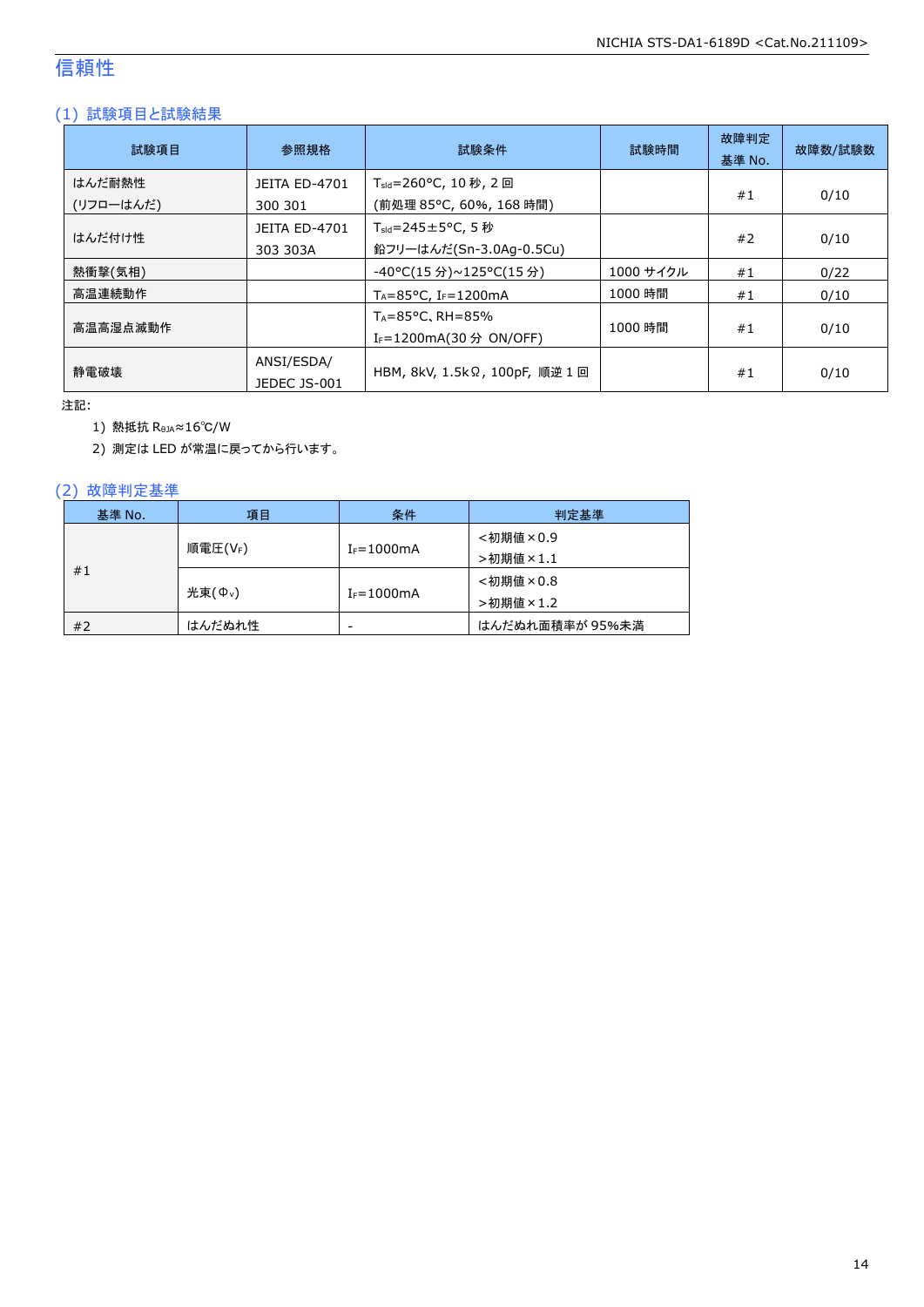# 信頼性

## (1) 試験項目と試験結果

| 試験項目 | 参照規格 | 試験条件 | 試験時間 | 故障判定基準 No. | 故障数/試験数 |
|---|---|---|---|---|---|
| はんだ耐熱性 (リフローはんだ) | JEITA ED-4701 300 301 | $T_{sld}$=260°C, 10 秒, 2 回 (前処理 85°C, 60%, 168 時間) | | #1 | 0/10 |
| はんだ付け性 | JEITA ED-4701 303 303A | $T_{sld}$=245±5°C, 5 秒 鉛フリーはんだ(Sn-3.0Ag-0.5Cu) | | #2 | 0/10 |
| 熱衝撃(気相) | | -40°C(15 分)~125°C(15 分) | 1000 サイクル | #1 | 0/22 |
| 高温連続動作 | | $T_A$=85°C, $I_F$=1200mA | 1000 時間 | #1 | 0/10 |
| 高温高湿点滅動作 | | $T_A$=85°C、RH=85% $I_F$=1200mA(30 分 ON/OFF) | 1000 時間 | #1 | 0/10 |
| 静電破壊 | ANSI/ESDA/ JEDEC JS-001 | HBM, 8kV, 1.5kΩ, 100pF, 順逆 1 回 | | #1 | 0/10 |

注記:

1) 熱抵抗 $R_{θJA}$≈16°C/W
2) 測定は LED が常温に戻ってから行います。

## (2) 故障判定基準

| 基準 No. | 項目 | 条件 | 判定基準 |
|---|---|---|---|
| #1 | 順電圧($V_F$) | $I_F$=1000mA | <初期値×0.9 >初期値×1.1 |
| | 光束($Φ_v$) | $I_F$=1000mA | <初期値×0.8 >初期値×1.2 |
| #2 | はんだぬれ性 | - | はんだぬれ面積率が 95%未満 |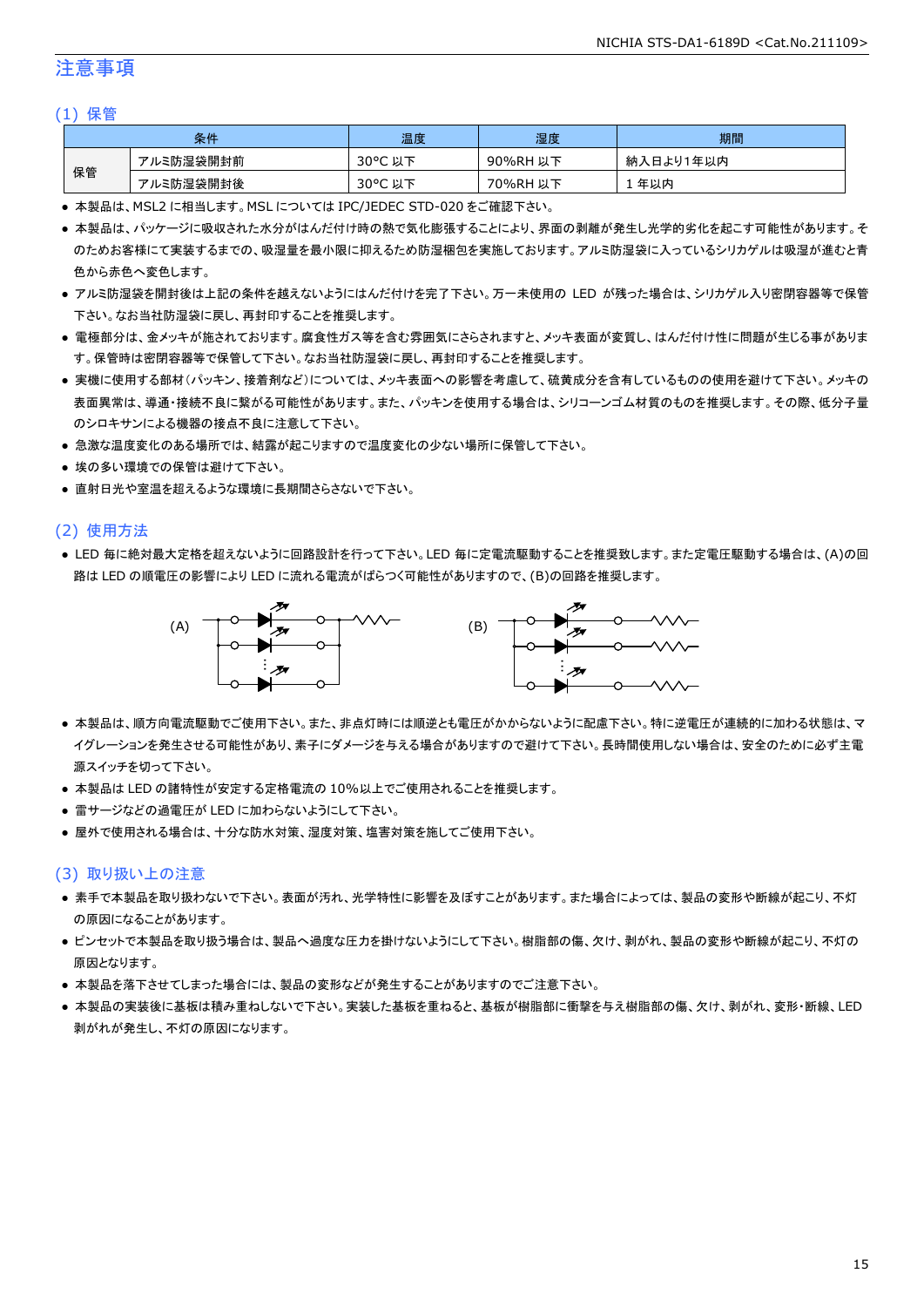# 注意事項

## (1) 保管

| 条件 | | 温度 | 湿度 | 期間 |
|---|---|---|---|---|
| 保管 | アルミ防湿袋開封前 | 30°C 以下 | 90%RH 以下 | 納入日より1年以内 |
| | アルミ防湿袋開封後 | 30°C 以下 | 70%RH 以下 | 1 年以内 |

- 本製品は、MSL2 に相当します。MSL については IPC/JEDEC STD-020 をご確認下さい。
- 本製品は、パッケージに吸収された水分がはんだ付け時の熱で気化膨張することにより、界面の剥離が発生し光学的劣化を起こす可能性があります。そのためお客様にて実装するまでの、吸湿量を最小限に抑えるため防湿梱包を実施しております。アルミ防湿袋に入っているシリカゲルは吸湿が進むと青色から赤色へ変色します。
- アルミ防湿袋を開封後は上記の条件を越えないようにはんだ付けを完了下さい。万一未使用の LED が残った場合は、シリカゲル入り密閉容器等で保管下さい。なお当社防湿袋に戻し、再封印することを推奨します。
- 電極部分は、金メッキが施されております。腐食性ガス等を含む雰囲気にさらされますと、メッキ表面が変質し、はんだ付け性に問題が生じる事があります。保管時は密閉容器等で保管して下さい。なお当社防湿袋に戻し、再封印することを推奨します。
- 実機に使用する部材(パッキン、接着剤など)については、メッキ表面への影響を考慮して、硫黄成分を含有しているものの使用を避けて下さい。メッキの表面異常は、導通・接続不良に繋がる可能性があります。また、パッキンを使用する場合は、シリコーンゴム材質のものを推奨します。その際、低分子量のシロキサンによる機器の接点不良に注意して下さい。
- 急激な温度変化のある場所では、結露が起こりますので温度変化の少ない場所に保管して下さい。
- 埃の多い環境での保管は避けて下さい。
- 直射日光や室温を超えるような環境に長期間さらさないで下さい。

## (2) 使用方法

- LED 毎に絶対最大定格を超えないように回路設計を行って下さい。LED 毎に定電流駆動することを推奨致します。また定電圧駆動する場合は、(A)の回路は LED の順電圧の影響により LED に流れる電流がばらつく可能性がありますので、(B)の回路を推奨します。

(A)　　　　　　　　(B)

- 本製品は、順方向電流駆動でご使用下さい。また、非点灯時には順逆とも電圧がかからないように配慮下さい。特に逆電圧が連続的に加わる状態は、マイグレーションを発生させる可能性があり、素子にダメージを与える場合がありますので避けて下さい。長時間使用しない場合は、安全のために必ず主電源スイッチを切って下さい。
- 本製品は LED の諸特性が安定する定格電流の 10%以上でご使用されることを推奨します。
- 雷サージなどの過電圧が LED に加わらないようにして下さい。
- 屋外で使用される場合は、十分な防水対策、湿度対策、塩害対策を施してご使用下さい。

## (3) 取り扱い上の注意

- 素手で本製品を取り扱わないで下さい。表面が汚れ、光学特性に影響を及ぼすことがあります。また場合によっては、製品の変形や断線が起こり、不灯の原因になることがあります。
- ピンセットで本製品を取り扱う場合は、製品へ過度な圧力を掛けないようにして下さい。樹脂部の傷、欠け、剥がれ、製品の変形や断線が起こり、不灯の原因となります。
- 本製品を落下させてしまった場合には、製品の変形などが発生することがありますのでご注意下さい。
- 本製品の実装後に基板は積み重ねしないで下さい。実装した基板を重ねると、基板が樹脂部に衝撃を与え樹脂部の傷、欠け、剥がれ、変形・断線、LED 剥がれが発生し、不灯の原因になります。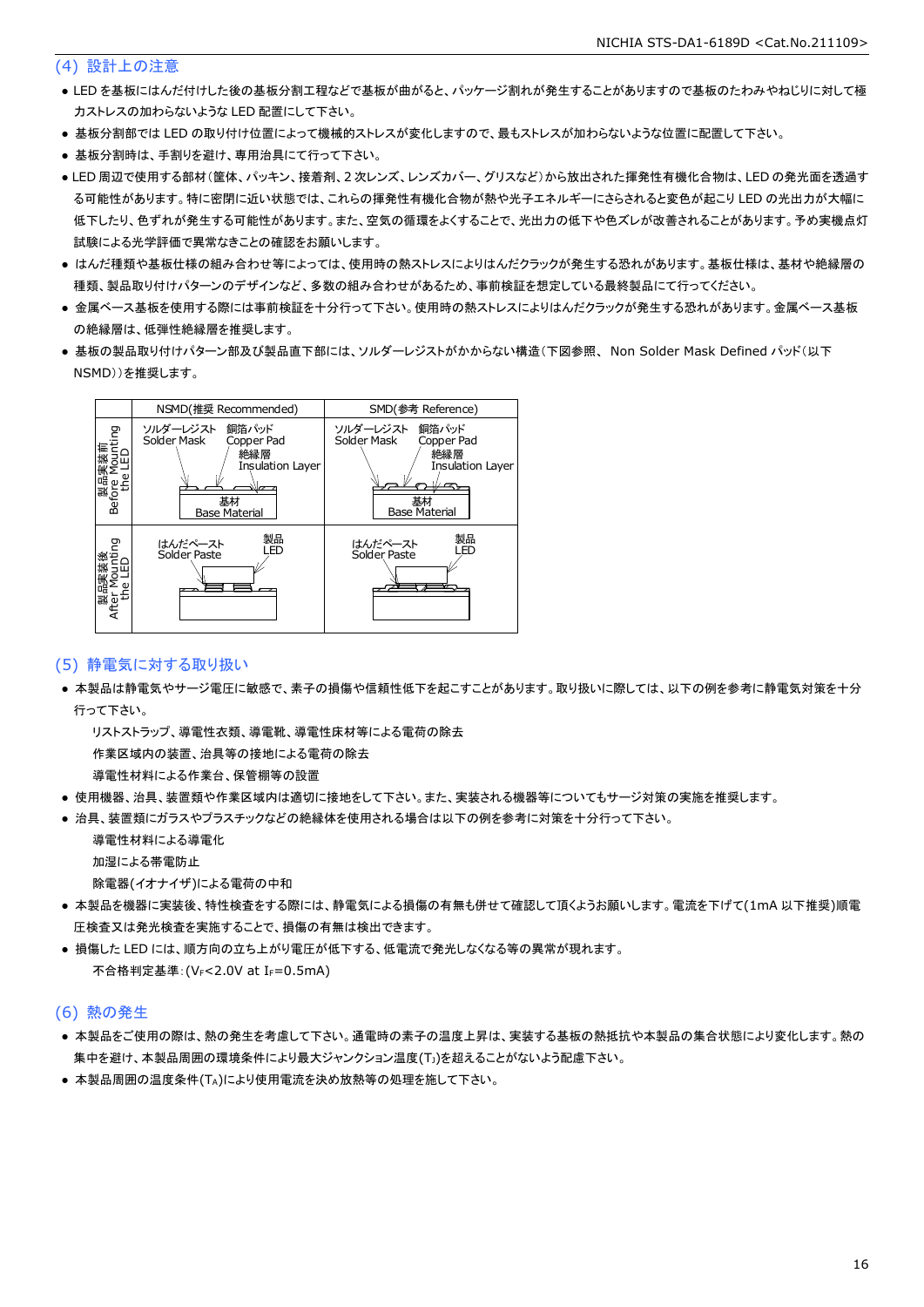### (4) 設計上の注意

- LED を基板にはんだ付けした後の基板分割工程などで基板が曲がると、パッケージ割れが発生することがありますので基板のたわみやねじりに対して極力ストレスの加わらないような LED 配置にして下さい。
- 基板分割部では LED の取り付け位置によって機械的ストレスが変化しますので、最もストレスが加わらないような位置に配置して下さい。
- 基板分割時は、手割りを避け、専用治具にて行って下さい。
- LED 周辺で使用する部材(筐体、パッキン、接着剤、2 次レンズ、レンズカバー、グリスなど)から放出された揮発性有機化合物は、LED の発光面を透過する可能性があります。特に密閉に近い状態では、これらの揮発性有機化合物が熱や光子エネルギーにさらされると変色が起こり LED の光出力が大幅に低下したり、色ずれが発生する可能性があります。また、空気の循環をよくすることで、光出力の低下や色ズレが改善されることがあります。予め実機点灯試験による光学評価で異常なきことの確認をお願いします。
- はんだ種類や基板仕様の組み合わせ等によっては、使用時の熱ストレスによりはんだクラックが発生する恐れがあります。基板仕様は、基材や絶縁層の種類、製品取り付けパターンのデザインなど、多数の組み合わせがあるため、事前検証を想定している最終製品にて行ってください。
- 金属ベース基板を使用する際には事前検証を十分行って下さい。使用時の熱ストレスによりはんだクラックが発生する恐れがあります。金属ベース基板の絶縁層は、低弾性絶縁層を推奨します。
- 基板の製品取り付けパターン部及び製品直下部には、ソルダーレジストがかからない構造(下図参照、 Non Solder Mask Defined パッド(以下 NSMD))を推奨します。

| | NSMD(推奨 Recommended) | SMD(参考 Reference) |
|---|---|---|
| 製品実装前 Before Mounting the LED | ソルダーレジスト Solder Mask / 銅箔パッド Copper Pad / 絶縁層 Insulation Layer / 基材 Base Material | ソルダーレジスト Solder Mask / 銅箔パッド Copper Pad / 絶縁層 Insulation Layer / 基材 Base Material |
| 製品実装後 After Mounting the LED | はんだペースト Solder Paste / 製品 LED | はんだペースト Solder Paste / 製品 LED |

### (5) 静電気に対する取り扱い

- 本製品は静電気やサージ電圧に敏感で、素子の損傷や信頼性低下を起こすことがあります。取り扱いに際しては、以下の例を参考に静電気対策を十分行って下さい。

  リストストラップ、導電性衣類、導電靴、導電性床材等による電荷の除去
  
  作業区域内の装置、治具等の接地による電荷の除去
  
  導電性材料による作業台、保管棚等の設置
- 使用機器、治具、装置類や作業区域内は適切に接地をして下さい。また、実装される機器等についてもサージ対策の実施を推奨します。
- 治具、装置類にガラスやプラスチックなどの絶縁体を使用される場合は以下の例を参考に対策を十分行って下さい。

  導電性材料による導電化
  
  加湿による帯電防止
  
  除電器(イオナイザ)による電荷の中和
- 本製品を機器に実装後、特性検査をする際には、静電気による損傷の有無も併せて確認して頂くようお願いします。電流を下げて(1mA 以下推奨)順電圧検査又は発光検査を実施することで、損傷の有無は検出できます。
- 損傷した LED には、順方向の立ち上がり電圧が低下する、低電流で発光しなくなる等の異常が現れます。

  不合格判定基準:($V_F$<2.0V at $I_F$=0.5mA)

### (6) 熱の発生

- 本製品をご使用の際は、熱の発生を考慮して下さい。通電時の素子の温度上昇は、実装する基板の熱抵抗や本製品の集合状態により変化します。熱の集中を避け、本製品周囲の環境条件により最大ジャンクション温度($T_J$)を超えることがないよう配慮下さい。
- 本製品周囲の温度条件($T_A$)により使用電流を決め放熱等の処理を施して下さい。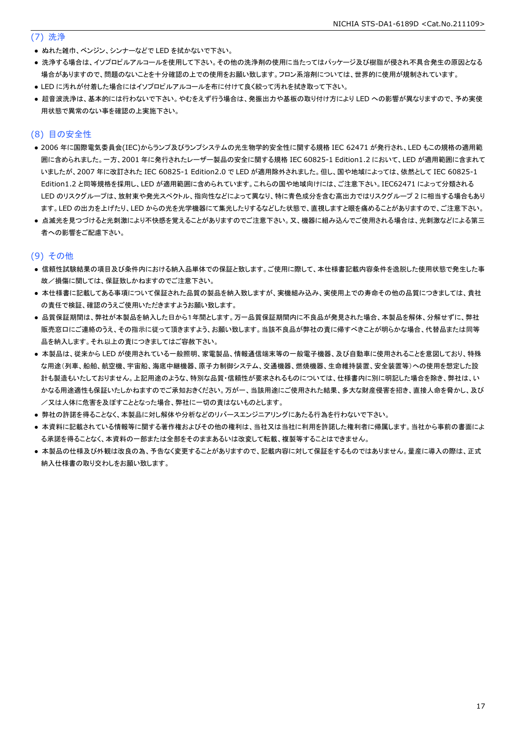## (7) 洗浄

- ぬれた雑巾、ベンジン、シンナーなどで LED を拭かないで下さい。
- 洗浄する場合は、イソプロピルアルコールを使用して下さい。その他の洗浄剤の使用に当たってはパッケージ及び樹脂が侵され不具合発生の原因となる場合がありますので、問題のないことを十分確認の上での使用をお願い致します。フロン系溶剤については、世界的に使用が規制されています。
- LED に汚れが付着した場合にはイソプロピルアルコールを布に付けて良く絞って汚れを拭き取って下さい。
- 超音波洗浄は、基本的には行わないで下さい。やむをえず行う場合は、発振出力や基板の取り付け方により LED への影響が異なりますので、予め実使用状態で異常のない事を確認の上実施下さい。

## (8) 目の安全性

- 2006 年に国際電気委員会(IEC)からランプ及びランプシステムの光生物学的安全性に関する規格 IEC 62471 が発行され、LED もこの規格の適用範囲に含められました。一方、2001 年に発行されたレーザー製品の安全に関する規格 IEC 60825-1 Edition1.2 において、LED が適用範囲に含まれていましたが、2007 年に改訂された IEC 60825-1 Edition2.0 で LED が適用除外されました。但し、国や地域によっては、依然として IEC 60825-1 Edition1.2 と同等規格を採用し、LED が適用範囲に含められています。これらの国や地域向けには、ご注意下さい。IEC62471 によって分類される LED のリスクグループは、放射束や発光スペクトル、指向性などによって異なり、特に青色成分を含む高出力ではリスクグループ 2 に相当する場合もあります。LED の出力を上げたり、LED からの光を光学機器にて集光したりするなどした状態で、直視しますと眼を痛めることがありますので、ご注意下さい。
- 点滅光を見つづけると光刺激により不快感を覚えることがありますのでご注意下さい。又、機器に組み込んでご使用される場合は、光刺激などによる第三者への影響をご配慮下さい。

## (9) その他

- 信頼性試験結果の項目及び条件内における納入品単体での保証と致します。ご使用に際して、本仕様書記載内容条件を逸脱した使用状態で発生した事故／損傷に関しては、保証致しかねますのでご注意下さい。
- 本仕様書に記載してある事項について保証された品質の製品を納入致しますが、実機組み込み、実使用上での寿命その他の品質につきましては、貴社の責任で検証、確認のうえご使用いただきますようお願い致します。
- 品質保証期間は、弊社が本製品を納入した日から1年間とします。万一品質保証期間内に不良品が発見された場合、本製品を解体、分解せずに、弊社販売窓口にご連絡のうえ、その指示に従って頂きますよう、お願い致します。当該不良品が弊社の責に帰すべきことが明らかな場合、代替品または同等品を納入します。それ以上の責につきましてはご容赦下さい。
- 本製品は、従来から LED が使用されている一般照明、家電製品、情報通信端末等の一般電子機器、及び自動車に使用されることを意図しており、特殊な用途（列車、船舶、航空機、宇宙船、海底中継機器、原子力制御システム、交通機器、燃焼機器、生命維持装置、安全装置等）への使用を想定した設計も製造もいたしておりません。上記用途のような、特別な品質･信頼性が要求されるものについては、仕様書内に別に明記した場合を除き、弊社は、いかなる用途適性も保証いたしかねますのでご承知おきください。万が一、当該用途にご使用された結果、多大な財産侵害を招き、直接人命を脅かし、及び／又は人体に危害を及ぼすこととなった場合、弊社に一切の責はないものとします。
- 弊社の許諾を得ることなく、本製品に対し解体や分析などのリバースエンジニアリングにあたる行為を行わないで下さい。
- 本資料に記載されている情報等に関する著作権およびその他の権利は、当社又は当社に利用を許諾した権利者に帰属します。当社から事前の書面による承諾を得ることなく、本資料の一部または全部をそのままあるいは改変して転載、複製等することはできません。
- 本製品の仕様及び外観は改良の為、予告なく変更することがありますので、記載内容に対して保証をするものではありません。量産に導入の際は、正式納入仕様書の取り交わしをお願い致します。